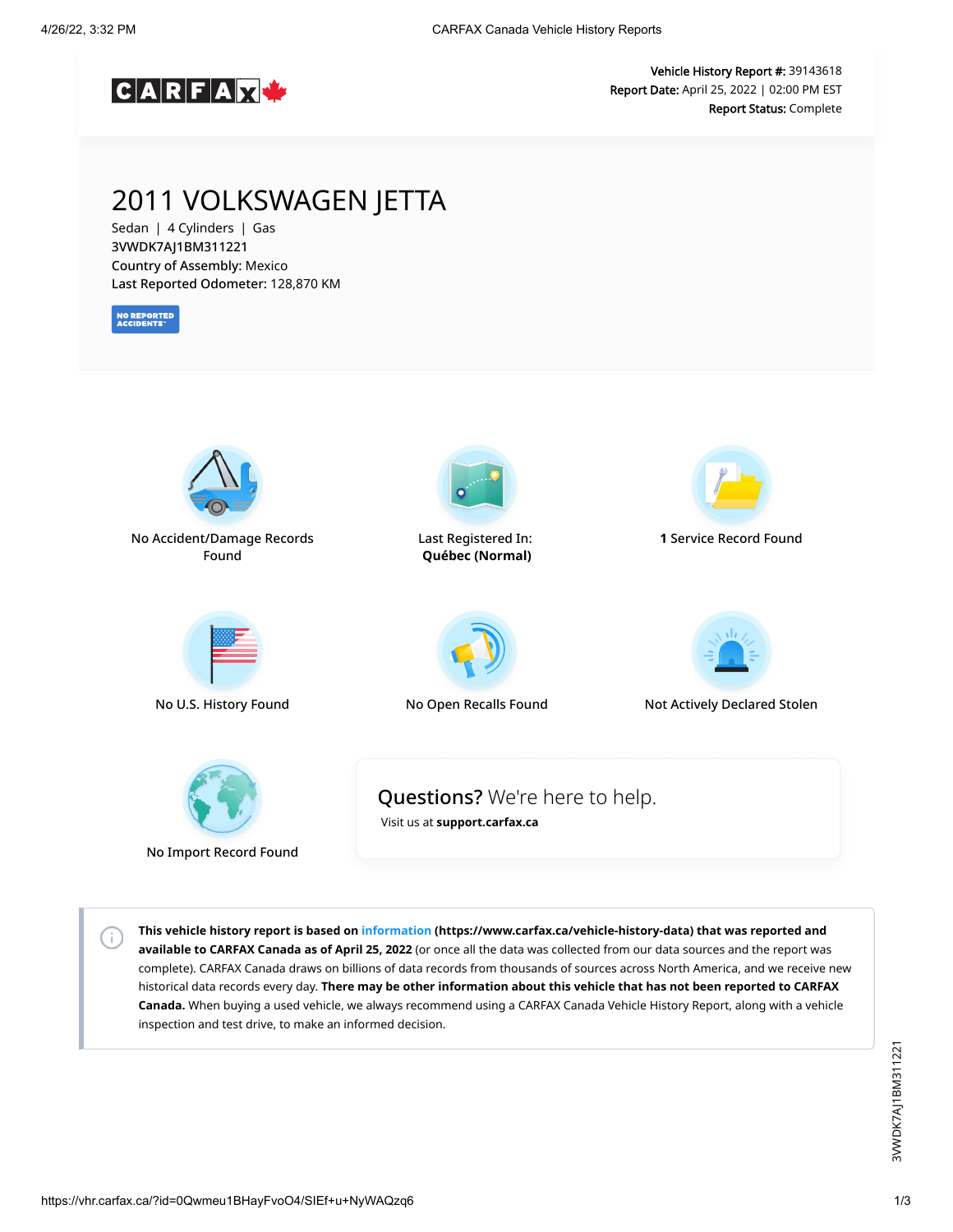**Vehicle History Report #:** 39143618
**Report Date:** April 25, 2022 | 02:00 PM EST
**Report Status:** Complete

# 2011 VOLKSWAGEN JETTA

Sedan | 4 Cylinders | Gas
3VWDK7AJ1BM311221
**Country of Assembly:** Mexico
**Last Reported Odometer:** 128,870 KM

NO REPORTED ACCIDENTS

No Accident/Damage Records Found

Last Registered In: **Québec (Normal)**

**1** Service Record Found

No U.S. History Found

No Open Recalls Found

Not Actively Declared Stolen

No Import Record Found

**Questions?** We're here to help.
Visit us at **support.carfax.ca**

**This vehicle history report is based on information (https://www.carfax.ca/vehicle-history-data) that was reported and available to CARFAX Canada as of April 25, 2022** (or once all the data was collected from our data sources and the report was complete). CARFAX Canada draws on billions of data records from thousands of sources across North America, and we receive new historical data records every day. **There may be other information about this vehicle that has not been reported to CARFAX Canada.** When buying a used vehicle, we always recommend using a CARFAX Canada Vehicle History Report, along with a vehicle inspection and test drive, to make an informed decision.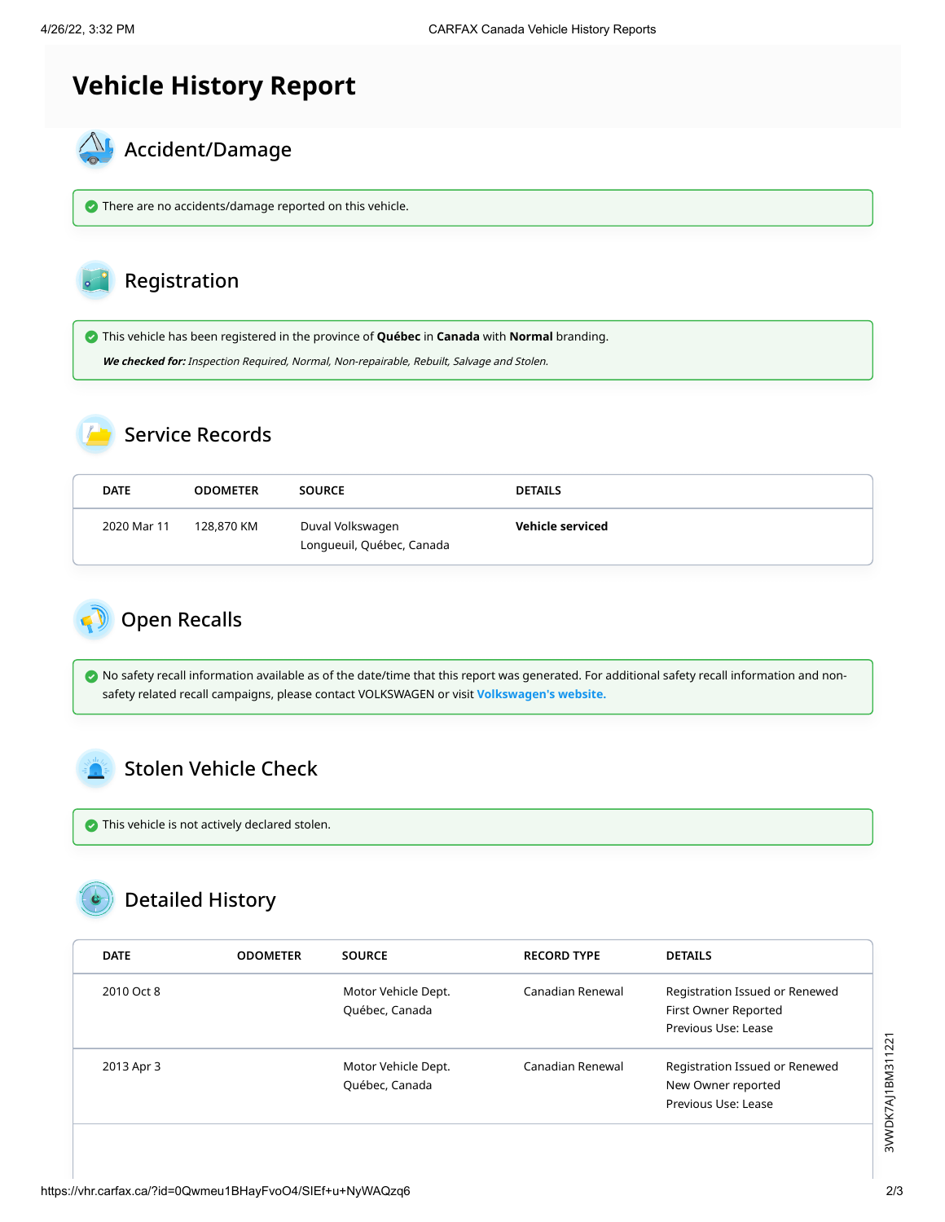# Vehicle History Report

## Accident/Damage

There are no accidents/damage reported on this vehicle.

## Registration

This vehicle has been registered in the province of **Québec** in **Canada** with **Normal** branding.

***We checked for:*** *Inspection Required, Normal, Non-repairable, Rebuilt, Salvage and Stolen.*

## Service Records

| DATE | ODOMETER | SOURCE | DETAILS |
|---|---|---|---|
| 2020 Mar 11 | 128,870 KM | Duval Volkswagen<br>Longueuil, Québec, Canada | **Vehicle serviced** |

## Open Recalls

No safety recall information available as of the date/time that this report was generated. For additional safety recall information and non-safety related recall campaigns, please contact VOLKSWAGEN or visit **Volkswagen's website.**

## Stolen Vehicle Check

This vehicle is not actively declared stolen.

## Detailed History

| DATE | ODOMETER | SOURCE | RECORD TYPE | DETAILS |
|---|---|---|---|---|
| 2010 Oct 8 | | Motor Vehicle Dept.<br>Québec, Canada | Canadian Renewal | Registration Issued or Renewed<br>First Owner Reported<br>Previous Use: Lease |
| 2013 Apr 3 | | Motor Vehicle Dept.<br>Québec, Canada | Canadian Renewal | Registration Issued or Renewed<br>New Owner reported<br>Previous Use: Lease |

3WWDK7AJ1BM311221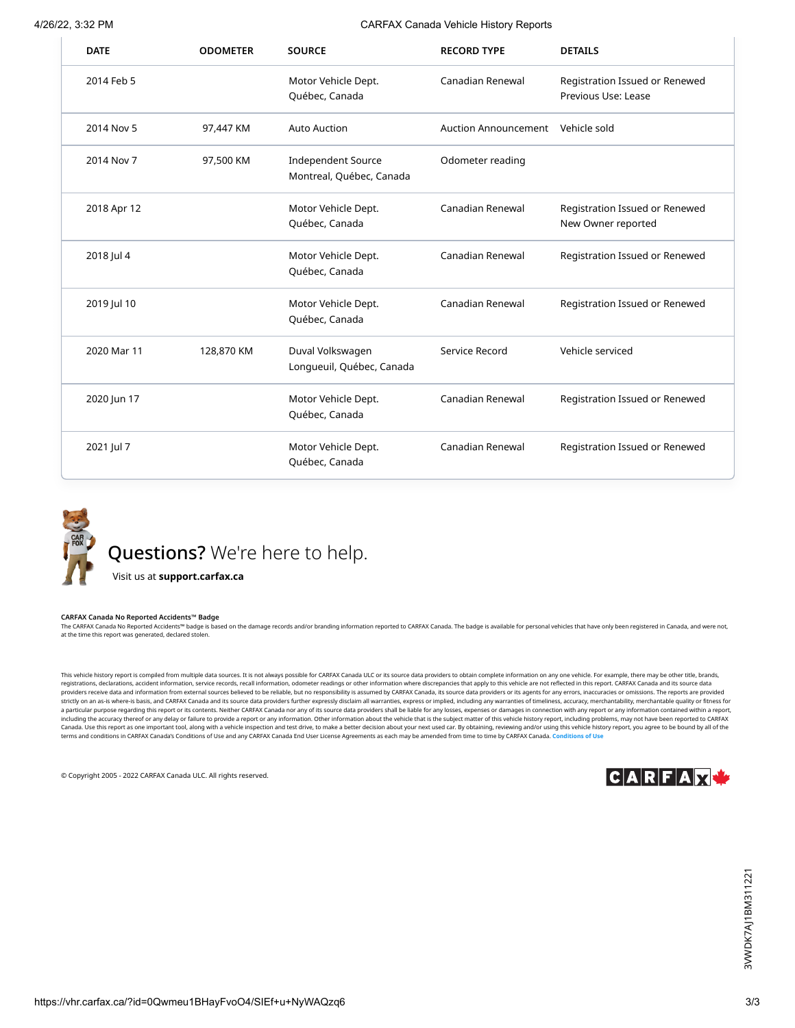| DATE | ODOMETER | SOURCE | RECORD TYPE | DETAILS |
|---|---|---|---|---|
| 2014 Feb 5 | | Motor Vehicle Dept.<br>Québec, Canada | Canadian Renewal | Registration Issued or Renewed<br>Previous Use: Lease |
| 2014 Nov 5 | 97,447 KM | Auto Auction | Auction Announcement | Vehicle sold |
| 2014 Nov 7 | 97,500 KM | Independent Source<br>Montreal, Québec, Canada | Odometer reading | |
| 2018 Apr 12 | | Motor Vehicle Dept.<br>Québec, Canada | Canadian Renewal | Registration Issued or Renewed<br>New Owner reported |
| 2018 Jul 4 | | Motor Vehicle Dept.<br>Québec, Canada | Canadian Renewal | Registration Issued or Renewed |
| 2019 Jul 10 | | Motor Vehicle Dept.<br>Québec, Canada | Canadian Renewal | Registration Issued or Renewed |
| 2020 Mar 11 | 128,870 KM | Duval Volkswagen<br>Longueuil, Québec, Canada | Service Record | Vehicle serviced |
| 2020 Jun 17 | | Motor Vehicle Dept.<br>Québec, Canada | Canadian Renewal | Registration Issued or Renewed |
| 2021 Jul 7 | | Motor Vehicle Dept.<br>Québec, Canada | Canadian Renewal | Registration Issued or Renewed |

## **Questions?** We're here to help.

Visit us at **support.carfax.ca**

**CARFAX Canada No Reported Accidents™ Badge**

The CARFAX Canada No Reported Accidents™ badge is based on the damage records and/or branding information reported to CARFAX Canada. The badge is available for personal vehicles that have only been registered in Canada, and were not, at the time this report was generated, declared stolen.

This vehicle history report is compiled from multiple data sources. It is not always possible for CARFAX Canada ULC or its source data providers to obtain complete information on any one vehicle. For example, there may be other title, brands, registrations, declarations, accident information, service records, recall information, odometer readings or other information where discrepancies that apply to this vehicle are not reflected in this report. CARFAX Canada and its source data providers receive data and information from external sources believed to be reliable, but no responsibility is assumed by CARFAX Canada, its source data providers or its agents for any errors, inaccuracies or omissions. The reports are provided strictly on an as-is where-is basis, and CARFAX Canada and its source data providers further expressly disclaim all warranties, express or implied, including any warranties of timeliness, accuracy, merchantability, merchantable quality or fitness for a particular purpose regarding this report or its contents. Neither CARFAX Canada nor any of its source data providers shall be liable for any losses, expenses or damages in connection with any report or any information contained within a report, including the accuracy thereof or any delay or failure to provide a report or any information. Other information about the vehicle that is the subject matter of this vehicle history report, including problems, may not have been reported to CARFAX Canada. Use this report as one important tool, along with a vehicle inspection and test drive, to make a better decision about your next used car. By obtaining, reviewing and/or using this vehicle history report, you agree to be bound by all of the terms and conditions in CARFAX Canada's Conditions of Use and any CARFAX Canada End User License Agreements as each may be amended from time to time by CARFAX Canada. Conditions of Use

© Copyright 2005 - 2022 CARFAX Canada ULC. All rights reserved.

3WWDK7AJ1BM311221